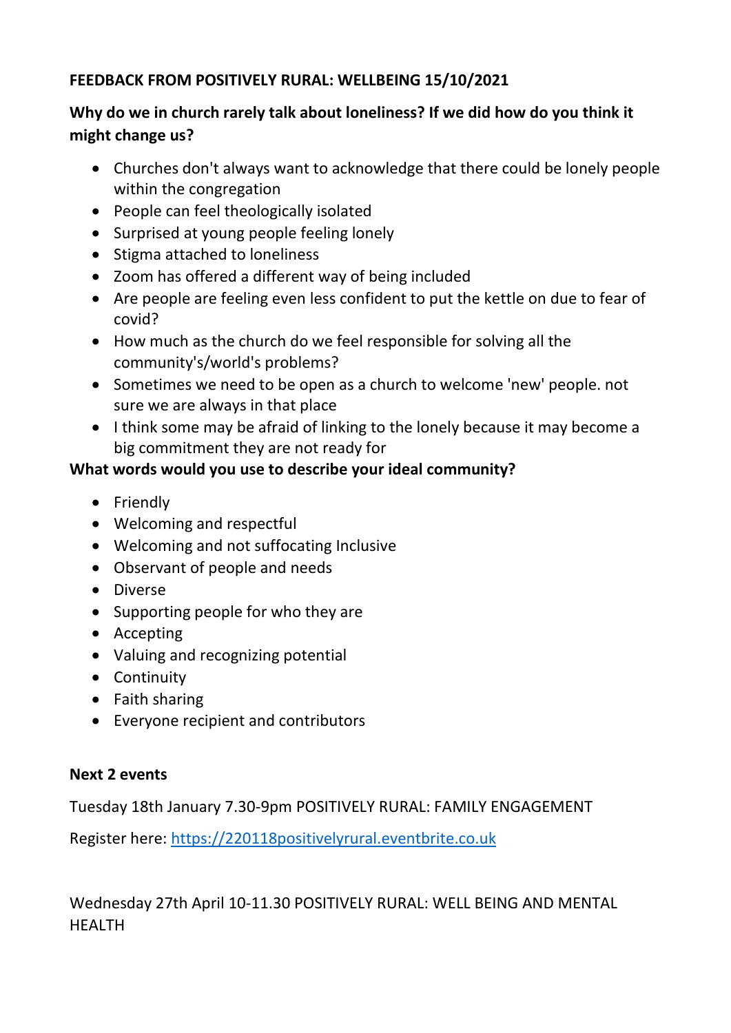**FEEDBACK FROM POSITIVELY RURAL: WELLBEING 15/10/2021**

**Why do we in church rarely talk about loneliness? If we did how do you think it might change us?**

- Churches don't always want to acknowledge that there could be lonely people within the congregation
- People can feel theologically isolated
- Surprised at young people feeling lonely
- Stigma attached to loneliness
- Zoom has offered a different way of being included
- Are people are feeling even less confident to put the kettle on due to fear of covid?
- How much as the church do we feel responsible for solving all the community's/world's problems?
- Sometimes we need to be open as a church to welcome 'new' people. not sure we are always in that place
- I think some may be afraid of linking to the lonely because it may become a big commitment they are not ready for

**What words would you use to describe your ideal community?**

- Friendly
- Welcoming and respectful
- Welcoming and not suffocating Inclusive
- Observant of people and needs
- Diverse
- Supporting people for who they are
- Accepting
- Valuing and recognizing potential
- Continuity
- Faith sharing
- Everyone recipient and contributors

**Next 2 events**

Tuesday 18th January 7.30-9pm POSITIVELY RURAL: FAMILY ENGAGEMENT

Register here: [https://220118positivelyrural.eventbrite.co.uk](https://220118positivelyrural.eventbrite.co.uk)

Wednesday 27th April 10-11.30 POSITIVELY RURAL: WELL BEING AND MENTAL HEALTH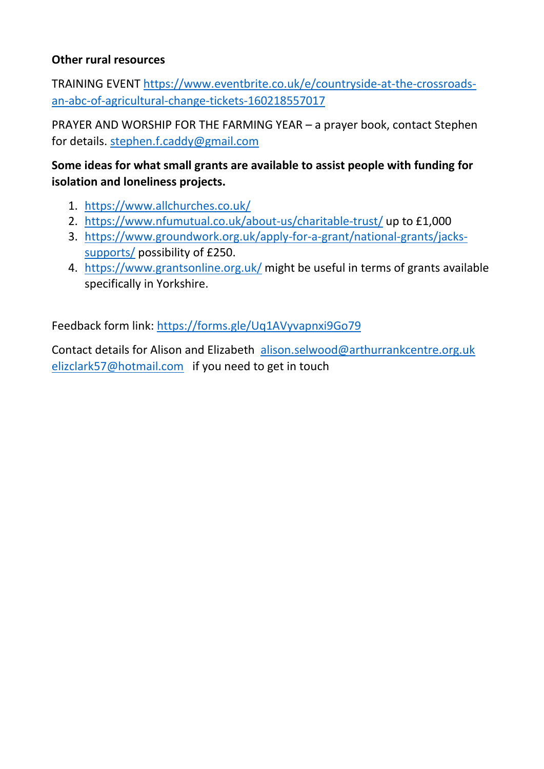**Other rural resources**

TRAINING EVENT https://www.eventbrite.co.uk/e/countryside-at-the-crossroads-an-abc-of-agricultural-change-tickets-160218557017

PRAYER AND WORSHIP FOR THE FARMING YEAR – a prayer book, contact Stephen for details. stephen.f.caddy@gmail.com

**Some ideas for what small grants are available to assist people with funding for isolation and loneliness projects.**

1. https://www.allchurches.co.uk/
2. https://www.nfumutual.co.uk/about-us/charitable-trust/ up to £1,000
3. https://www.groundwork.org.uk/apply-for-a-grant/national-grants/jacks-supports/ possibility of £250.
4. https://www.grantsonline.org.uk/ might be useful in terms of grants available specifically in Yorkshire.

Feedback form link: https://forms.gle/Uq1AVyvapnxi9Go79

Contact details for Alison and Elizabeth alison.selwood@arthurrankcentre.org.uk elizclark57@hotmail.com if you need to get in touch